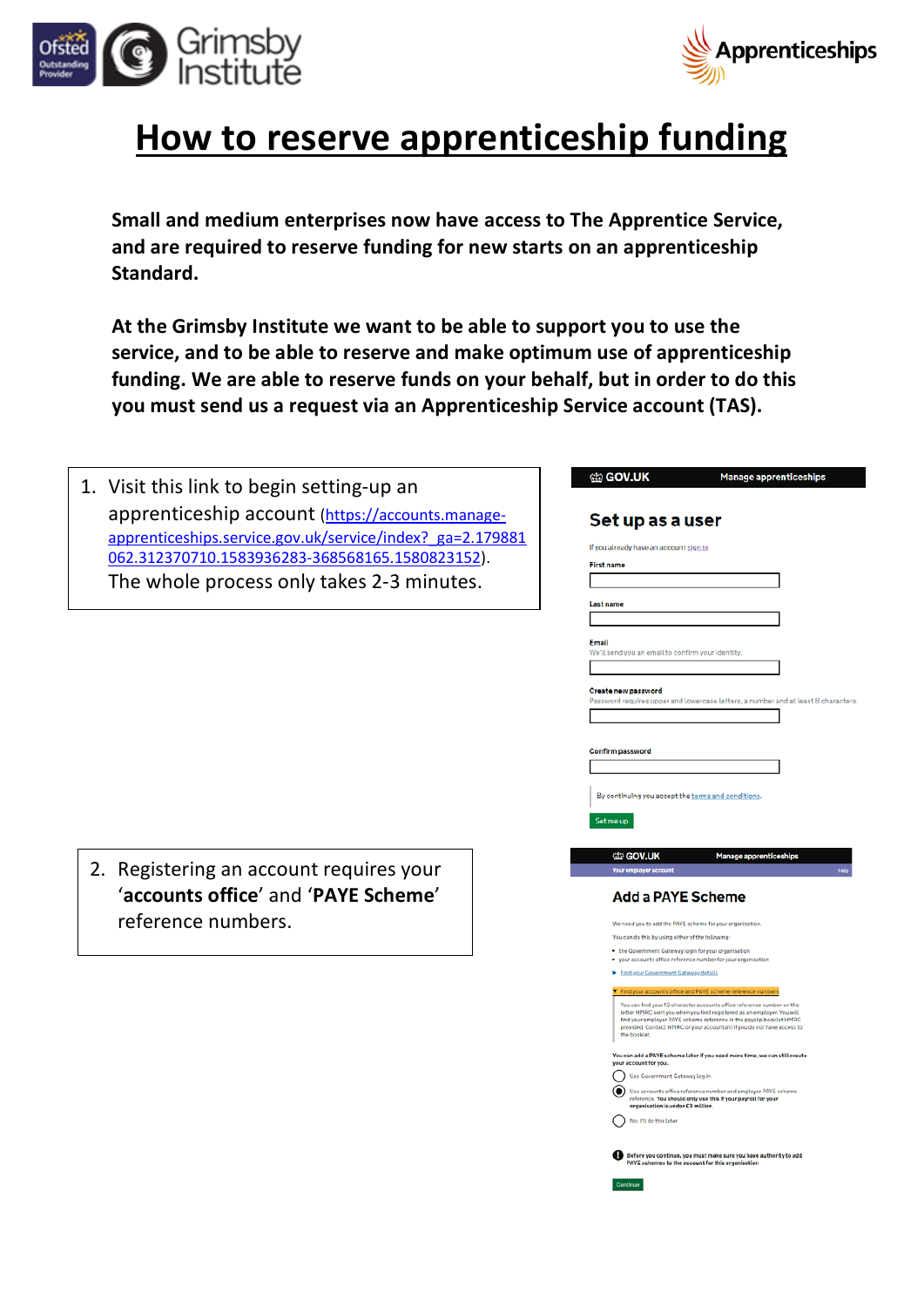# How to reserve apprenticeship funding

**Small and medium enterprises now have access to The Apprentice Service, and are required to reserve funding for new starts on an apprenticeship Standard.**

**At the Grimsby Institute we want to be able to support you to use the service, and to be able to reserve and make optimum use of apprenticeship funding. We are able to reserve funds on your behalf, but in order to do this you must send us a request via an Apprenticeship Service account (TAS).**

1. Visit this link to begin setting-up an apprenticeship account (https://accounts.manage-apprenticeships.service.gov.uk/service/index?_ga=2.179881062.312370710.1583936283-368568165.1580823152). The whole process only takes 2-3 minutes.

GOV.UK — Manage apprenticeships

**Set up as a user**

If you already have an account sign in

First name

Last name

Email
We'll send you an email to confirm your identity.

Create new password
Password requires upper and lowercase letters, a number and at least 8 characters.

Confirm password

By continuing you accept the terms and conditions.

Set me up

2. Registering an account requires your '**accounts office**' and '**PAYE Scheme**' reference numbers.

GOV.UK — Manage apprenticeships

Your employer account — Help

**Add a PAYE Scheme**

We need you to add the PAYE scheme for your organisation.

You can do this by using either of the following:

- the Government Gateway login for your organisation
- your accounts office reference number for your organisation

Find your Government Gateway details

Find your accounts office and PAYE scheme reference numbers

You can find your 13 character accounts office reference number on the letter HMRC sent you when you first registered as an employer. You will find your employer PAYE scheme reference in the payslip booklet HMRC provided. Contact HMRC or your accountant if you do not have access to the booklet.

**You can add a PAYE scheme later if you need more time, we can still create your account for you.**

- Use Government Gateway log in
- Use accounts office reference number and employer PAYE scheme reference. **You should only use this if your payroll for your organisation is under £3 million.**
- No, I'll do this later

**Before you continue, you must make sure you have authority to add PAYE schemes to the account for this organisation**

Continue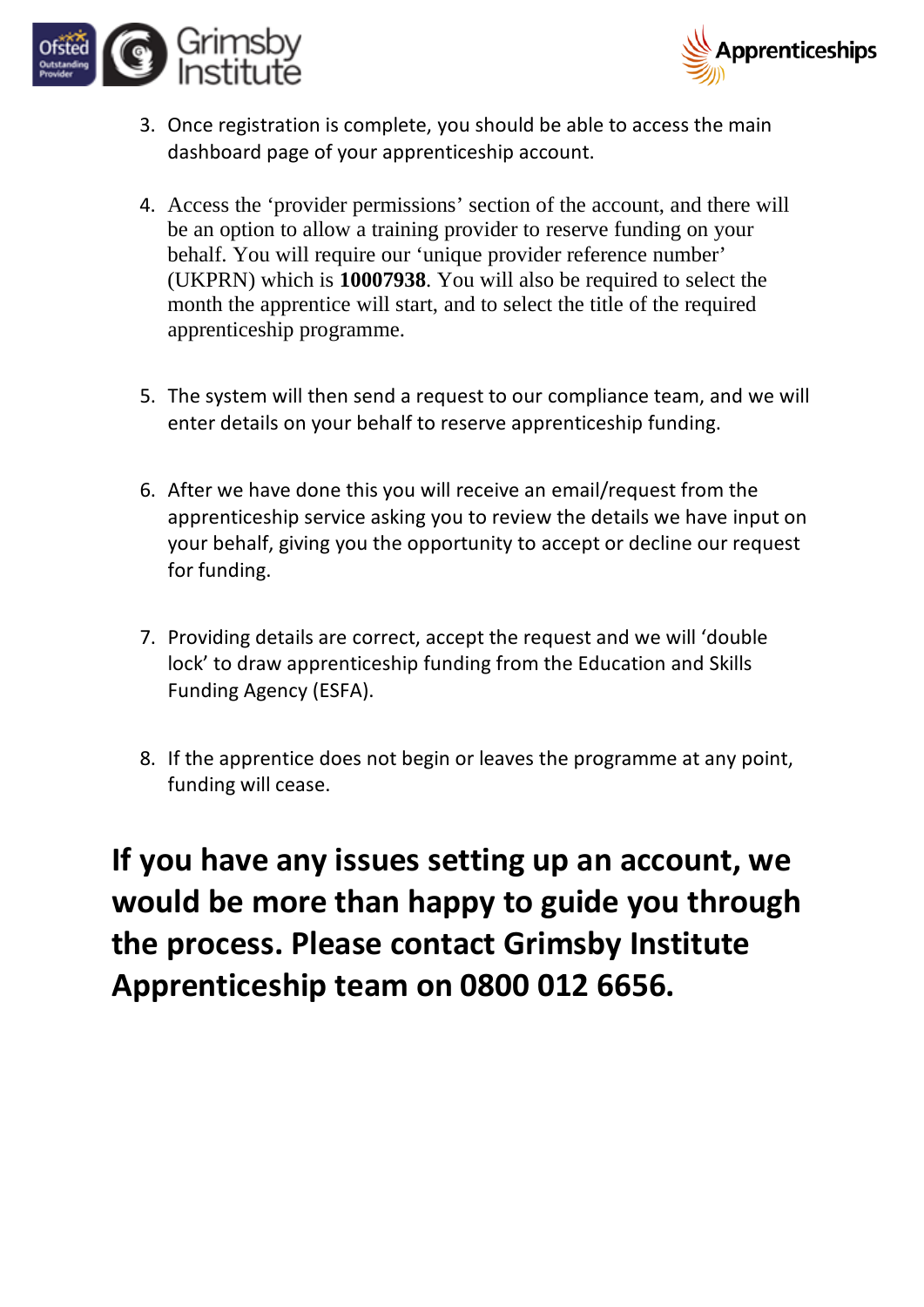3. Once registration is complete, you should be able to access the main dashboard page of your apprenticeship account.

4. Access the 'provider permissions' section of the account, and there will be an option to allow a training provider to reserve funding on your behalf. You will require our 'unique provider reference number' (UKPRN) which is **10007938**. You will also be required to select the month the apprentice will start, and to select the title of the required apprenticeship programme.

5. The system will then send a request to our compliance team, and we will enter details on your behalf to reserve apprenticeship funding.

6. After we have done this you will receive an email/request from the apprenticeship service asking you to review the details we have input on your behalf, giving you the opportunity to accept or decline our request for funding.

7. Providing details are correct, accept the request and we will 'double lock' to draw apprenticeship funding from the Education and Skills Funding Agency (ESFA).

8. If the apprentice does not begin or leaves the programme at any point, funding will cease.

## If you have any issues setting up an account, we would be more than happy to guide you through the process. Please contact Grimsby Institute Apprenticeship team on 0800 012 6656.